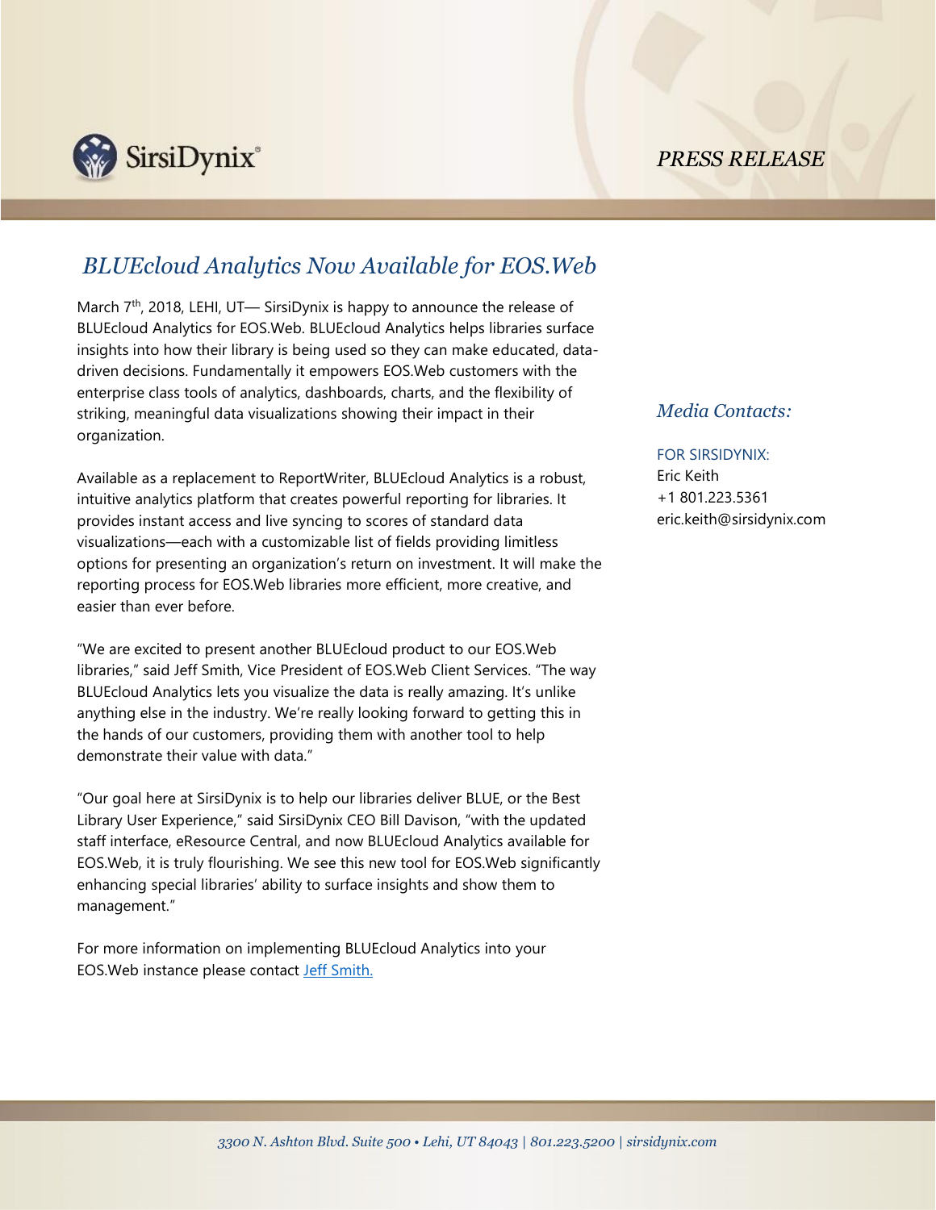SirsiDynix

*PRESS RELEASE*

# *BLUEcloud Analytics Now Available for EOS.Web*

March 7th, 2018, LEHI, UT— SirsiDynix is happy to announce the release of BLUEcloud Analytics for EOS.Web. BLUEcloud Analytics helps libraries surface insights into how their library is being used so they can make educated, data-driven decisions. Fundamentally it empowers EOS.Web customers with the enterprise class tools of analytics, dashboards, charts, and the flexibility of striking, meaningful data visualizations showing their impact in their organization.

Available as a replacement to ReportWriter, BLUEcloud Analytics is a robust, intuitive analytics platform that creates powerful reporting for libraries. It provides instant access and live syncing to scores of standard data visualizations—each with a customizable list of fields providing limitless options for presenting an organization's return on investment. It will make the reporting process for EOS.Web libraries more efficient, more creative, and easier than ever before.

"We are excited to present another BLUEcloud product to our EOS.Web libraries," said Jeff Smith, Vice President of EOS.Web Client Services. "The way BLUEcloud Analytics lets you visualize the data is really amazing. It's unlike anything else in the industry. We're really looking forward to getting this in the hands of our customers, providing them with another tool to help demonstrate their value with data."

"Our goal here at SirsiDynix is to help our libraries deliver BLUE, or the Best Library User Experience," said SirsiDynix CEO Bill Davison, "with the updated staff interface, eResource Central, and now BLUEcloud Analytics available for EOS.Web, it is truly flourishing. We see this new tool for EOS.Web significantly enhancing special libraries' ability to surface insights and show them to management."

For more information on implementing BLUEcloud Analytics into your EOS.Web instance please contact Jeff Smith.

## *Media Contacts:*

FOR SIRSIDYNIX:
Eric Keith
+1 801.223.5361
eric.keith@sirsidynix.com

*3300 N. Ashton Blvd. Suite 500 • Lehi, UT 84043 | 801.223.5200 | sirsidynix.com*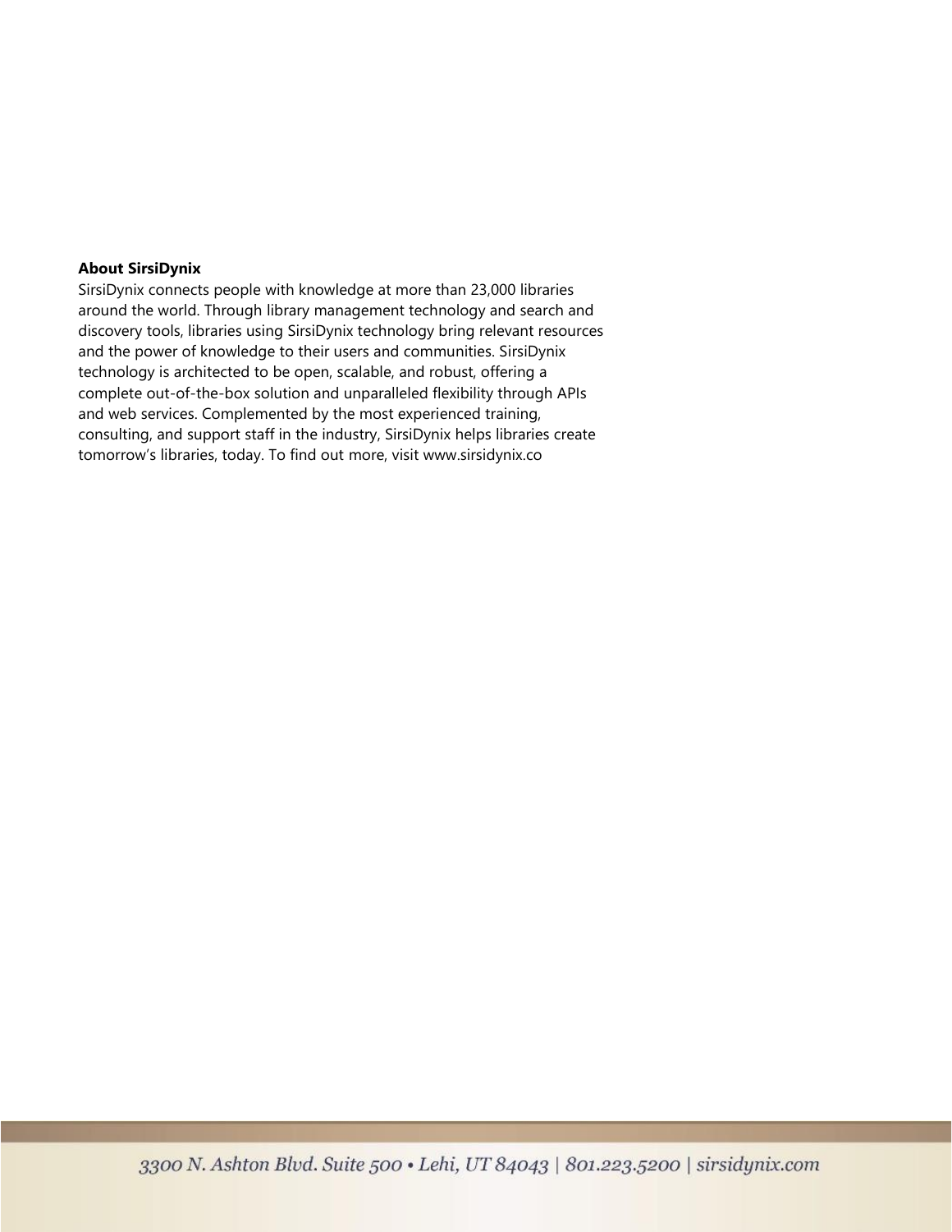**About SirsiDynix**

SirsiDynix connects people with knowledge at more than 23,000 libraries around the world. Through library management technology and search and discovery tools, libraries using SirsiDynix technology bring relevant resources and the power of knowledge to their users and communities. SirsiDynix technology is architected to be open, scalable, and robust, offering a complete out-of-the-box solution and unparalleled flexibility through APIs and web services. Complemented by the most experienced training, consulting, and support staff in the industry, SirsiDynix helps libraries create tomorrow's libraries, today. To find out more, visit www.sirsidynix.co

*3300 N. Ashton Blvd. Suite 500 • Lehi, UT 84043 | 801.223.5200 | sirsidynix.com*